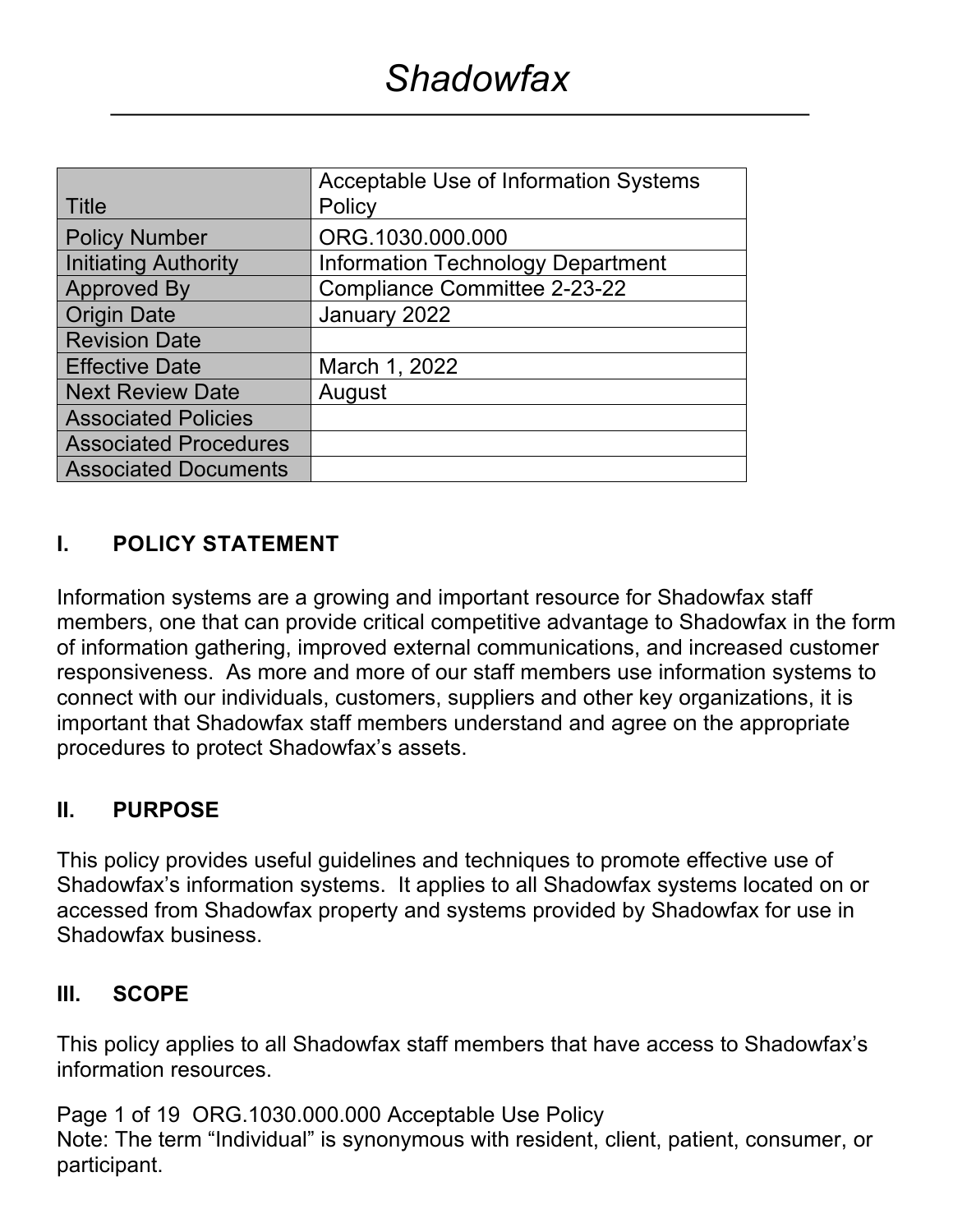# *Shadowfax*

| Title | Acceptable Use of Information Systems Policy |
|---|---|
| Policy Number | ORG.1030.000.000 |
| Initiating Authority | Information Technology Department |
| Approved By | Compliance Committee 2-23-22 |
| Origin Date | January 2022 |
| Revision Date | |
| Effective Date | March 1, 2022 |
| Next Review Date | August |
| Associated Policies | |
| Associated Procedures | |
| Associated Documents | |

## I. POLICY STATEMENT

Information systems are a growing and important resource for Shadowfax staff members, one that can provide critical competitive advantage to Shadowfax in the form of information gathering, improved external communications, and increased customer responsiveness. As more and more of our staff members use information systems to connect with our individuals, customers, suppliers and other key organizations, it is important that Shadowfax staff members understand and agree on the appropriate procedures to protect Shadowfax's assets.

## II. PURPOSE

This policy provides useful guidelines and techniques to promote effective use of Shadowfax's information systems. It applies to all Shadowfax systems located on or accessed from Shadowfax property and systems provided by Shadowfax for use in Shadowfax business.

## III. SCOPE

This policy applies to all Shadowfax staff members that have access to Shadowfax's information resources.

Note: The term "Individual" is synonymous with resident, client, patient, consumer, or participant.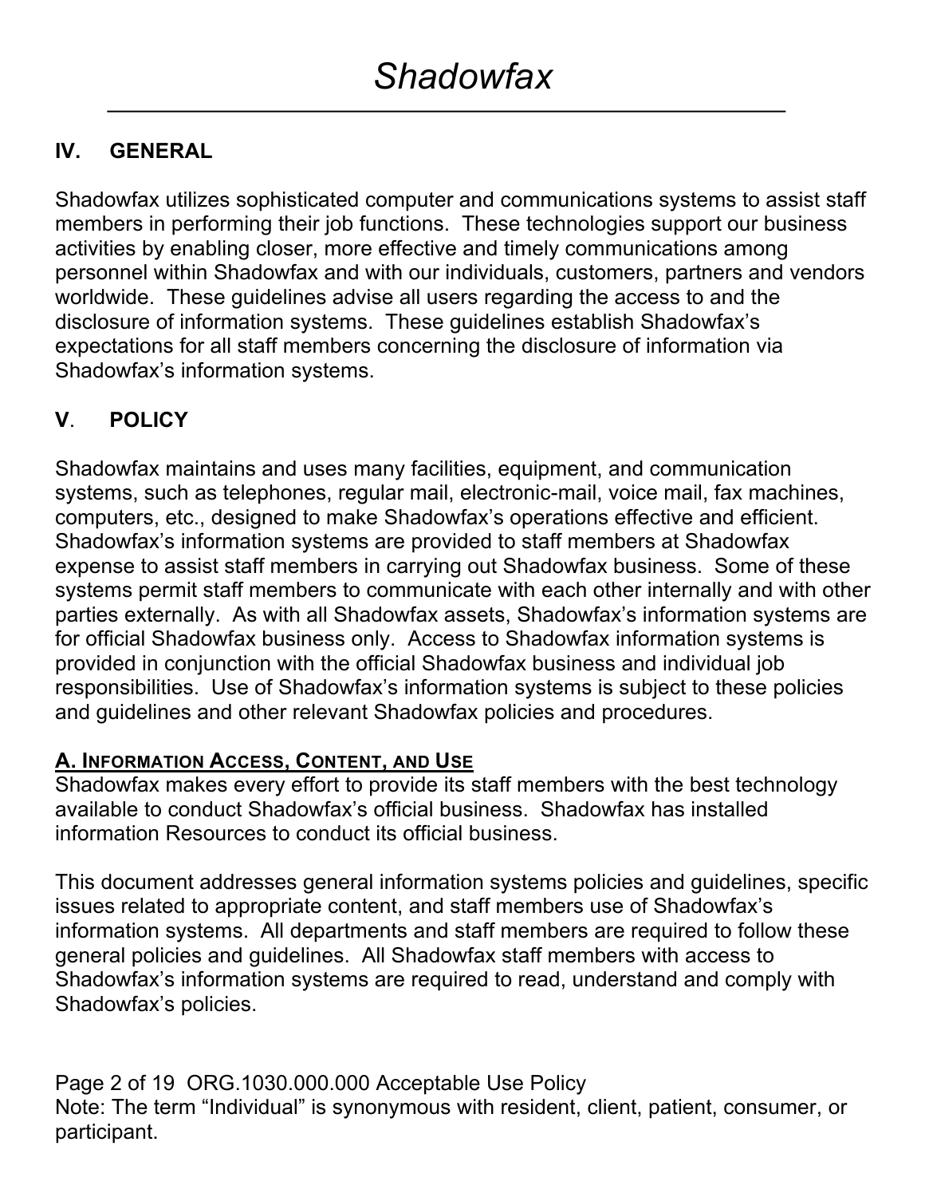## IV. GENERAL

Shadowfax utilizes sophisticated computer and communications systems to assist staff members in performing their job functions. These technologies support our business activities by enabling closer, more effective and timely communications among personnel within Shadowfax and with our individuals, customers, partners and vendors worldwide. These guidelines advise all users regarding the access to and the disclosure of information systems. These guidelines establish Shadowfax's expectations for all staff members concerning the disclosure of information via Shadowfax's information systems.

## V. POLICY

Shadowfax maintains and uses many facilities, equipment, and communication systems, such as telephones, regular mail, electronic-mail, voice mail, fax machines, computers, etc., designed to make Shadowfax's operations effective and efficient. Shadowfax's information systems are provided to staff members at Shadowfax expense to assist staff members in carrying out Shadowfax business. Some of these systems permit staff members to communicate with each other internally and with other parties externally. As with all Shadowfax assets, Shadowfax's information systems are for official Shadowfax business only. Access to Shadowfax information systems is provided in conjunction with the official Shadowfax business and individual job responsibilities. Use of Shadowfax's information systems is subject to these policies and guidelines and other relevant Shadowfax policies and procedures.

### A. Information Access, Content, and Use

Shadowfax makes every effort to provide its staff members with the best technology available to conduct Shadowfax's official business. Shadowfax has installed information Resources to conduct its official business.

This document addresses general information systems policies and guidelines, specific issues related to appropriate content, and staff members use of Shadowfax's information systems. All departments and staff members are required to follow these general policies and guidelines. All Shadowfax staff members with access to Shadowfax's information systems are required to read, understand and comply with Shadowfax's policies.

Note: The term "Individual" is synonymous with resident, client, patient, consumer, or participant.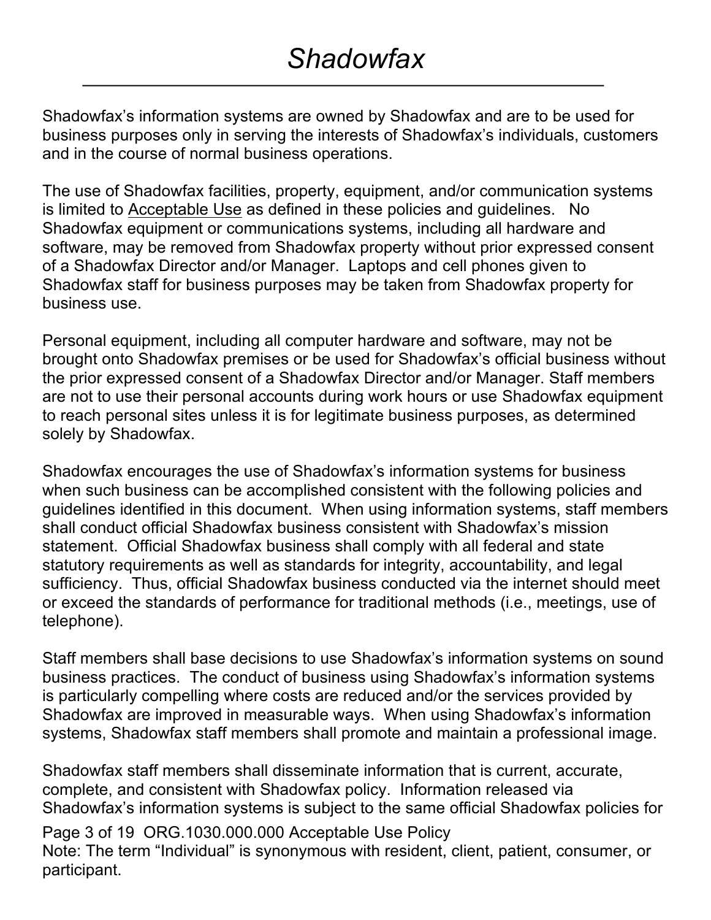Shadowfax's information systems are owned by Shadowfax and are to be used for business purposes only in serving the interests of Shadowfax's individuals, customers and in the course of normal business operations.

The use of Shadowfax facilities, property, equipment, and/or communication systems is limited to Acceptable Use as defined in these policies and guidelines. No Shadowfax equipment or communications systems, including all hardware and software, may be removed from Shadowfax property without prior expressed consent of a Shadowfax Director and/or Manager. Laptops and cell phones given to Shadowfax staff for business purposes may be taken from Shadowfax property for business use.

Personal equipment, including all computer hardware and software, may not be brought onto Shadowfax premises or be used for Shadowfax's official business without the prior expressed consent of a Shadowfax Director and/or Manager. Staff members are not to use their personal accounts during work hours or use Shadowfax equipment to reach personal sites unless it is for legitimate business purposes, as determined solely by Shadowfax.

Shadowfax encourages the use of Shadowfax's information systems for business when such business can be accomplished consistent with the following policies and guidelines identified in this document. When using information systems, staff members shall conduct official Shadowfax business consistent with Shadowfax's mission statement. Official Shadowfax business shall comply with all federal and state statutory requirements as well as standards for integrity, accountability, and legal sufficiency. Thus, official Shadowfax business conducted via the internet should meet or exceed the standards of performance for traditional methods (i.e., meetings, use of telephone).

Staff members shall base decisions to use Shadowfax's information systems on sound business practices. The conduct of business using Shadowfax's information systems is particularly compelling where costs are reduced and/or the services provided by Shadowfax are improved in measurable ways. When using Shadowfax's information systems, Shadowfax staff members shall promote and maintain a professional image.

Shadowfax staff members shall disseminate information that is current, accurate, complete, and consistent with Shadowfax policy. Information released via Shadowfax's information systems is subject to the same official Shadowfax policies for

Note: The term "Individual" is synonymous with resident, client, patient, consumer, or participant.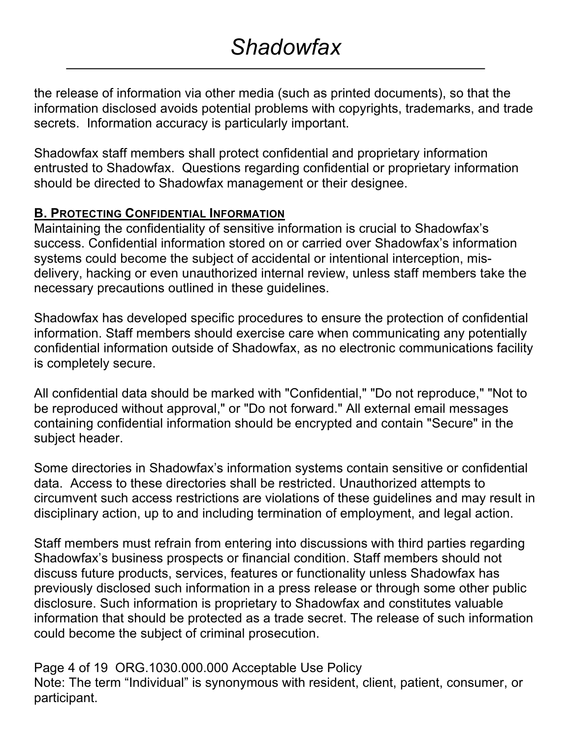the release of information via other media (such as printed documents), so that the information disclosed avoids potential problems with copyrights, trademarks, and trade secrets. Information accuracy is particularly important.

Shadowfax staff members shall protect confidential and proprietary information entrusted to Shadowfax. Questions regarding confidential or proprietary information should be directed to Shadowfax management or their designee.

**B. PROTECTING CONFIDENTIAL INFORMATION**

Maintaining the confidentiality of sensitive information is crucial to Shadowfax's success. Confidential information stored on or carried over Shadowfax's information systems could become the subject of accidental or intentional interception, mis-delivery, hacking or even unauthorized internal review, unless staff members take the necessary precautions outlined in these guidelines.

Shadowfax has developed specific procedures to ensure the protection of confidential information. Staff members should exercise care when communicating any potentially confidential information outside of Shadowfax, as no electronic communications facility is completely secure.

All confidential data should be marked with "Confidential," "Do not reproduce," "Not to be reproduced without approval," or "Do not forward." All external email messages containing confidential information should be encrypted and contain "Secure" in the subject header.

Some directories in Shadowfax's information systems contain sensitive or confidential data. Access to these directories shall be restricted. Unauthorized attempts to circumvent such access restrictions are violations of these guidelines and may result in disciplinary action, up to and including termination of employment, and legal action.

Staff members must refrain from entering into discussions with third parties regarding Shadowfax's business prospects or financial condition. Staff members should not discuss future products, services, features or functionality unless Shadowfax has previously disclosed such information in a press release or through some other public disclosure. Such information is proprietary to Shadowfax and constitutes valuable information that should be protected as a trade secret. The release of such information could become the subject of criminal prosecution.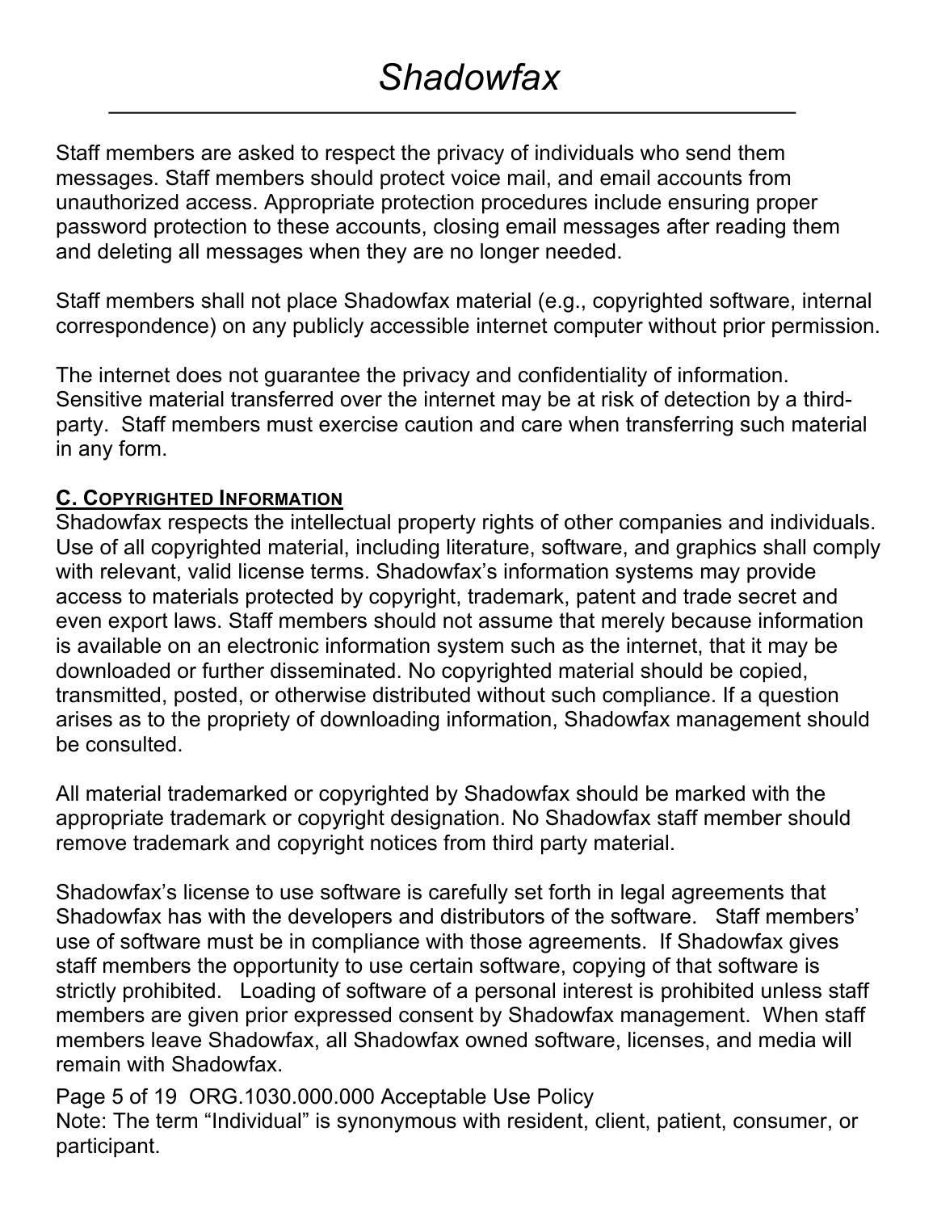Staff members are asked to respect the privacy of individuals who send them messages. Staff members should protect voice mail, and email accounts from unauthorized access. Appropriate protection procedures include ensuring proper password protection to these accounts, closing email messages after reading them and deleting all messages when they are no longer needed.

Staff members shall not place Shadowfax material (e.g., copyrighted software, internal correspondence) on any publicly accessible internet computer without prior permission.

The internet does not guarantee the privacy and confidentiality of information. Sensitive material transferred over the internet may be at risk of detection by a third-party. Staff members must exercise caution and care when transferring such material in any form.

## C. Copyrighted Information

Shadowfax respects the intellectual property rights of other companies and individuals. Use of all copyrighted material, including literature, software, and graphics shall comply with relevant, valid license terms. Shadowfax's information systems may provide access to materials protected by copyright, trademark, patent and trade secret and even export laws. Staff members should not assume that merely because information is available on an electronic information system such as the internet, that it may be downloaded or further disseminated. No copyrighted material should be copied, transmitted, posted, or otherwise distributed without such compliance. If a question arises as to the propriety of downloading information, Shadowfax management should be consulted.

All material trademarked or copyrighted by Shadowfax should be marked with the appropriate trademark or copyright designation. No Shadowfax staff member should remove trademark and copyright notices from third party material.

Shadowfax's license to use software is carefully set forth in legal agreements that Shadowfax has with the developers and distributors of the software. Staff members' use of software must be in compliance with those agreements. If Shadowfax gives staff members the opportunity to use certain software, copying of that software is strictly prohibited. Loading of software of a personal interest is prohibited unless staff members are given prior expressed consent by Shadowfax management. When staff members leave Shadowfax, all Shadowfax owned software, licenses, and media will remain with Shadowfax.

Note: The term "Individual" is synonymous with resident, client, patient, consumer, or participant.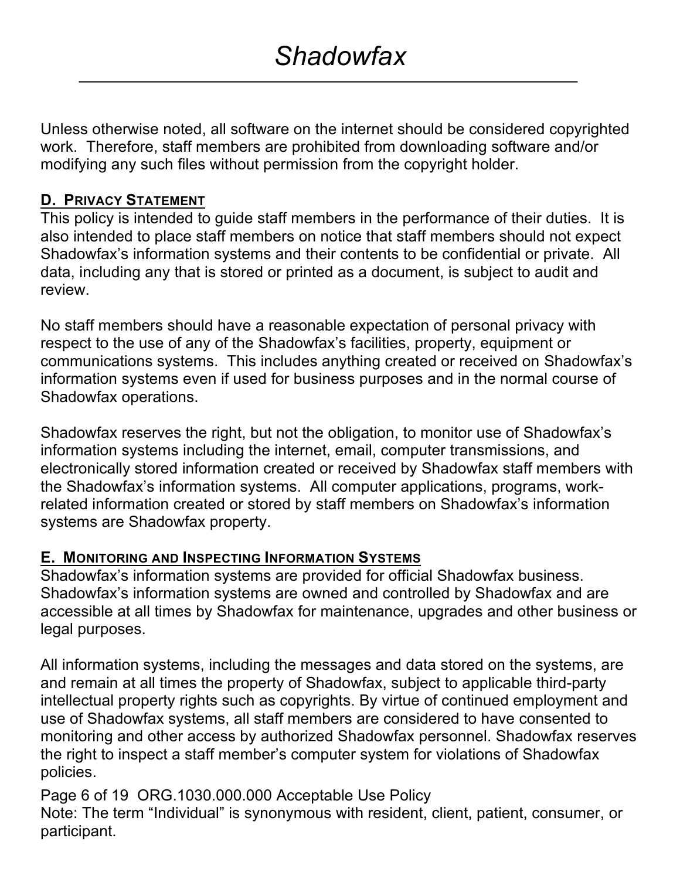Unless otherwise noted, all software on the internet should be considered copyrighted work. Therefore, staff members are prohibited from downloading software and/or modifying any such files without permission from the copyright holder.

## D. Privacy Statement

This policy is intended to guide staff members in the performance of their duties. It is also intended to place staff members on notice that staff members should not expect Shadowfax's information systems and their contents to be confidential or private. All data, including any that is stored or printed as a document, is subject to audit and review.

No staff members should have a reasonable expectation of personal privacy with respect to the use of any of the Shadowfax's facilities, property, equipment or communications systems. This includes anything created or received on Shadowfax's information systems even if used for business purposes and in the normal course of Shadowfax operations.

Shadowfax reserves the right, but not the obligation, to monitor use of Shadowfax's information systems including the internet, email, computer transmissions, and electronically stored information created or received by Shadowfax staff members with the Shadowfax's information systems. All computer applications, programs, work-related information created or stored by staff members on Shadowfax's information systems are Shadowfax property.

## E. Monitoring and Inspecting Information Systems

Shadowfax's information systems are provided for official Shadowfax business. Shadowfax's information systems are owned and controlled by Shadowfax and are accessible at all times by Shadowfax for maintenance, upgrades and other business or legal purposes.

All information systems, including the messages and data stored on the systems, are and remain at all times the property of Shadowfax, subject to applicable third-party intellectual property rights such as copyrights. By virtue of continued employment and use of Shadowfax systems, all staff members are considered to have consented to monitoring and other access by authorized Shadowfax personnel. Shadowfax reserves the right to inspect a staff member's computer system for violations of Shadowfax policies.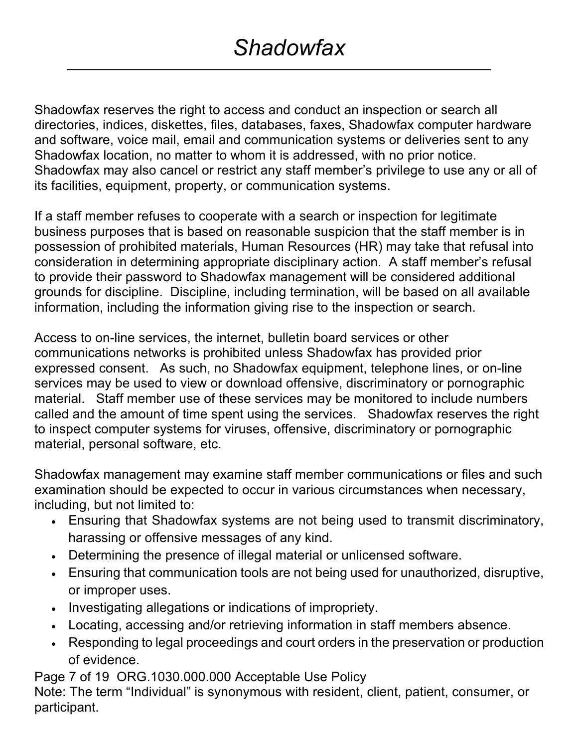Shadowfax reserves the right to access and conduct an inspection or search all directories, indices, diskettes, files, databases, faxes, Shadowfax computer hardware and software, voice mail, email and communication systems or deliveries sent to any Shadowfax location, no matter to whom it is addressed, with no prior notice. Shadowfax may also cancel or restrict any staff member's privilege to use any or all of its facilities, equipment, property, or communication systems.

If a staff member refuses to cooperate with a search or inspection for legitimate business purposes that is based on reasonable suspicion that the staff member is in possession of prohibited materials, Human Resources (HR) may take that refusal into consideration in determining appropriate disciplinary action. A staff member's refusal to provide their password to Shadowfax management will be considered additional grounds for discipline. Discipline, including termination, will be based on all available information, including the information giving rise to the inspection or search.

Access to on-line services, the internet, bulletin board services or other communications networks is prohibited unless Shadowfax has provided prior expressed consent. As such, no Shadowfax equipment, telephone lines, or on-line services may be used to view or download offensive, discriminatory or pornographic material. Staff member use of these services may be monitored to include numbers called and the amount of time spent using the services. Shadowfax reserves the right to inspect computer systems for viruses, offensive, discriminatory or pornographic material, personal software, etc.

Shadowfax management may examine staff member communications or files and such examination should be expected to occur in various circumstances when necessary, including, but not limited to:

- Ensuring that Shadowfax systems are not being used to transmit discriminatory, harassing or offensive messages of any kind.
- Determining the presence of illegal material or unlicensed software.
- Ensuring that communication tools are not being used for unauthorized, disruptive, or improper uses.
- Investigating allegations or indications of impropriety.
- Locating, accessing and/or retrieving information in staff members absence.
- Responding to legal proceedings and court orders in the preservation or production of evidence.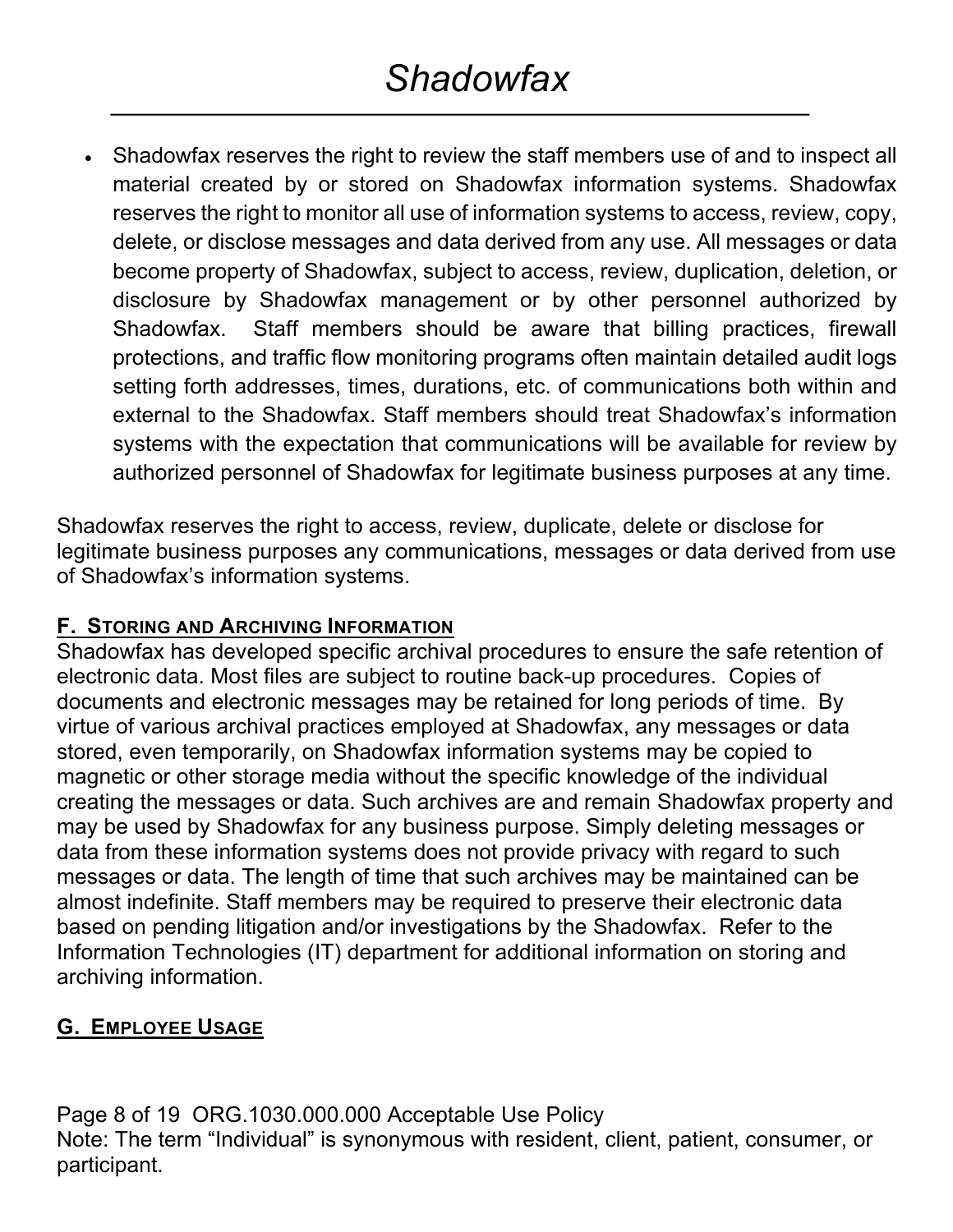- Shadowfax reserves the right to review the staff members use of and to inspect all material created by or stored on Shadowfax information systems. Shadowfax reserves the right to monitor all use of information systems to access, review, copy, delete, or disclose messages and data derived from any use. All messages or data become property of Shadowfax, subject to access, review, duplication, deletion, or disclosure by Shadowfax management or by other personnel authorized by Shadowfax. Staff members should be aware that billing practices, firewall protections, and traffic flow monitoring programs often maintain detailed audit logs setting forth addresses, times, durations, etc. of communications both within and external to the Shadowfax. Staff members should treat Shadowfax's information systems with the expectation that communications will be available for review by authorized personnel of Shadowfax for legitimate business purposes at any time.

Shadowfax reserves the right to access, review, duplicate, delete or disclose for legitimate business purposes any communications, messages or data derived from use of Shadowfax's information systems.

### F. Storing and Archiving Information

Shadowfax has developed specific archival procedures to ensure the safe retention of electronic data. Most files are subject to routine back-up procedures. Copies of documents and electronic messages may be retained for long periods of time. By virtue of various archival practices employed at Shadowfax, any messages or data stored, even temporarily, on Shadowfax information systems may be copied to magnetic or other storage media without the specific knowledge of the individual creating the messages or data. Such archives are and remain Shadowfax property and may be used by Shadowfax for any business purpose. Simply deleting messages or data from these information systems does not provide privacy with regard to such messages or data. The length of time that such archives may be maintained can be almost indefinite. Staff members may be required to preserve their electronic data based on pending litigation and/or investigations by the Shadowfax. Refer to the Information Technologies (IT) department for additional information on storing and archiving information.

### G. Employee Usage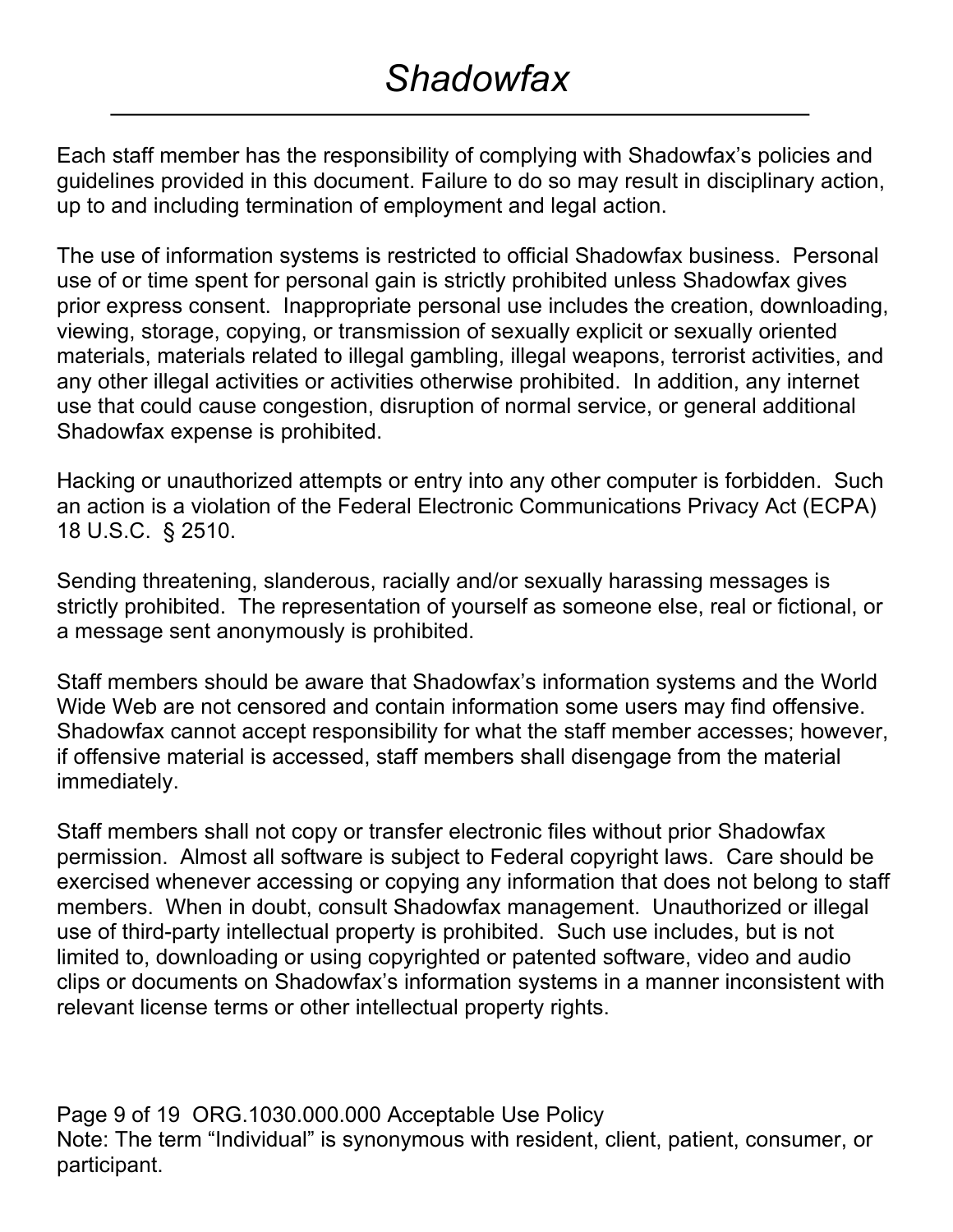Each staff member has the responsibility of complying with Shadowfax's policies and guidelines provided in this document. Failure to do so may result in disciplinary action, up to and including termination of employment and legal action.

The use of information systems is restricted to official Shadowfax business. Personal use of or time spent for personal gain is strictly prohibited unless Shadowfax gives prior express consent. Inappropriate personal use includes the creation, downloading, viewing, storage, copying, or transmission of sexually explicit or sexually oriented materials, materials related to illegal gambling, illegal weapons, terrorist activities, and any other illegal activities or activities otherwise prohibited. In addition, any internet use that could cause congestion, disruption of normal service, or general additional Shadowfax expense is prohibited.

Hacking or unauthorized attempts or entry into any other computer is forbidden. Such an action is a violation of the Federal Electronic Communications Privacy Act (ECPA) 18 U.S.C. § 2510.

Sending threatening, slanderous, racially and/or sexually harassing messages is strictly prohibited. The representation of yourself as someone else, real or fictional, or a message sent anonymously is prohibited.

Staff members should be aware that Shadowfax's information systems and the World Wide Web are not censored and contain information some users may find offensive. Shadowfax cannot accept responsibility for what the staff member accesses; however, if offensive material is accessed, staff members shall disengage from the material immediately.

Staff members shall not copy or transfer electronic files without prior Shadowfax permission. Almost all software is subject to Federal copyright laws. Care should be exercised whenever accessing or copying any information that does not belong to staff members. When in doubt, consult Shadowfax management. Unauthorized or illegal use of third-party intellectual property is prohibited. Such use includes, but is not limited to, downloading or using copyrighted or patented software, video and audio clips or documents on Shadowfax's information systems in a manner inconsistent with relevant license terms or other intellectual property rights.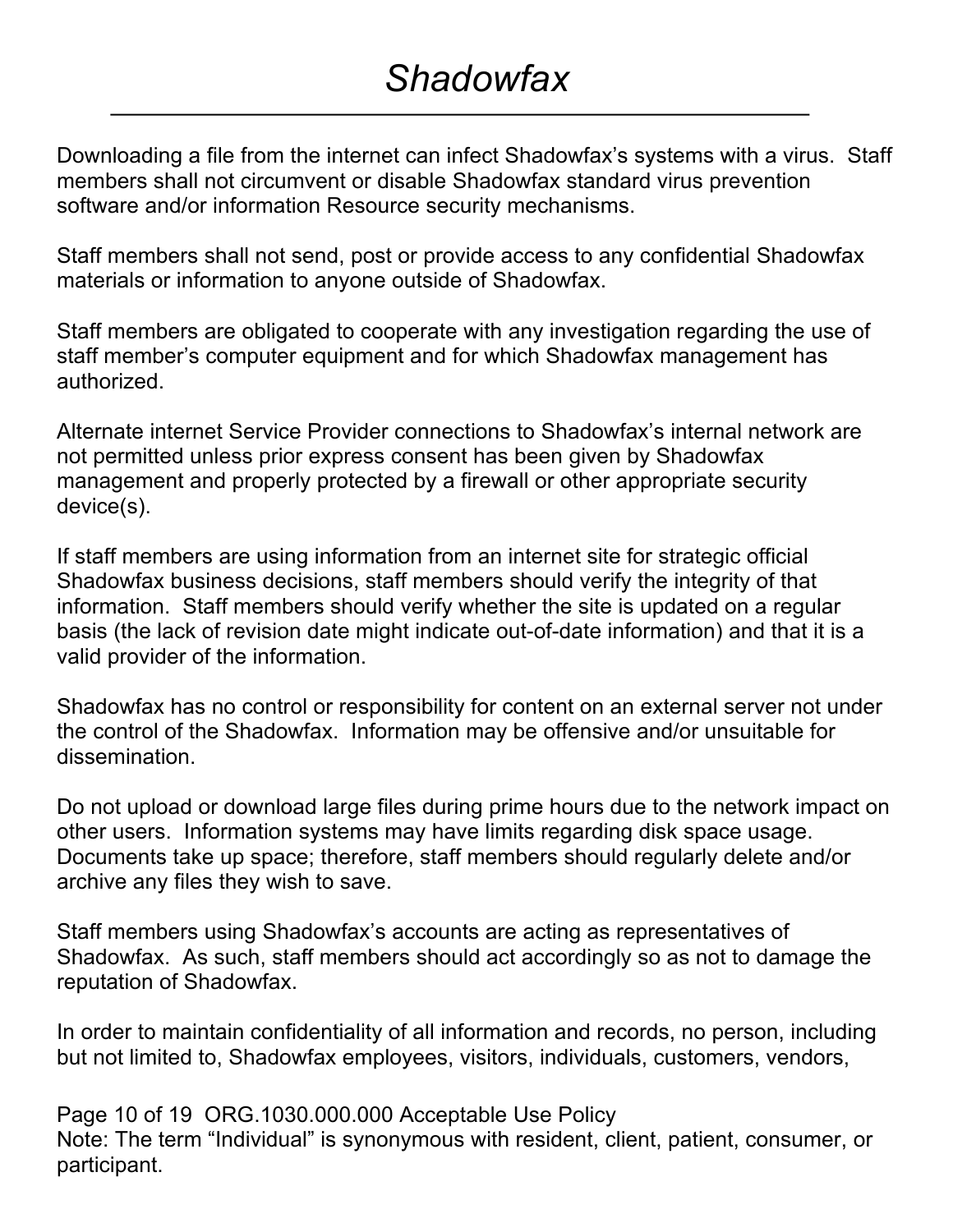Downloading a file from the internet can infect Shadowfax's systems with a virus. Staff members shall not circumvent or disable Shadowfax standard virus prevention software and/or information Resource security mechanisms.

Staff members shall not send, post or provide access to any confidential Shadowfax materials or information to anyone outside of Shadowfax.

Staff members are obligated to cooperate with any investigation regarding the use of staff member's computer equipment and for which Shadowfax management has authorized.

Alternate internet Service Provider connections to Shadowfax's internal network are not permitted unless prior express consent has been given by Shadowfax management and properly protected by a firewall or other appropriate security device(s).

If staff members are using information from an internet site for strategic official Shadowfax business decisions, staff members should verify the integrity of that information. Staff members should verify whether the site is updated on a regular basis (the lack of revision date might indicate out-of-date information) and that it is a valid provider of the information.

Shadowfax has no control or responsibility for content on an external server not under the control of the Shadowfax. Information may be offensive and/or unsuitable for dissemination.

Do not upload or download large files during prime hours due to the network impact on other users. Information systems may have limits regarding disk space usage. Documents take up space; therefore, staff members should regularly delete and/or archive any files they wish to save.

Staff members using Shadowfax's accounts are acting as representatives of Shadowfax. As such, staff members should act accordingly so as not to damage the reputation of Shadowfax.

In order to maintain confidentiality of all information and records, no person, including but not limited to, Shadowfax employees, visitors, individuals, customers, vendors,

Note: The term "Individual" is synonymous with resident, client, patient, consumer, or participant.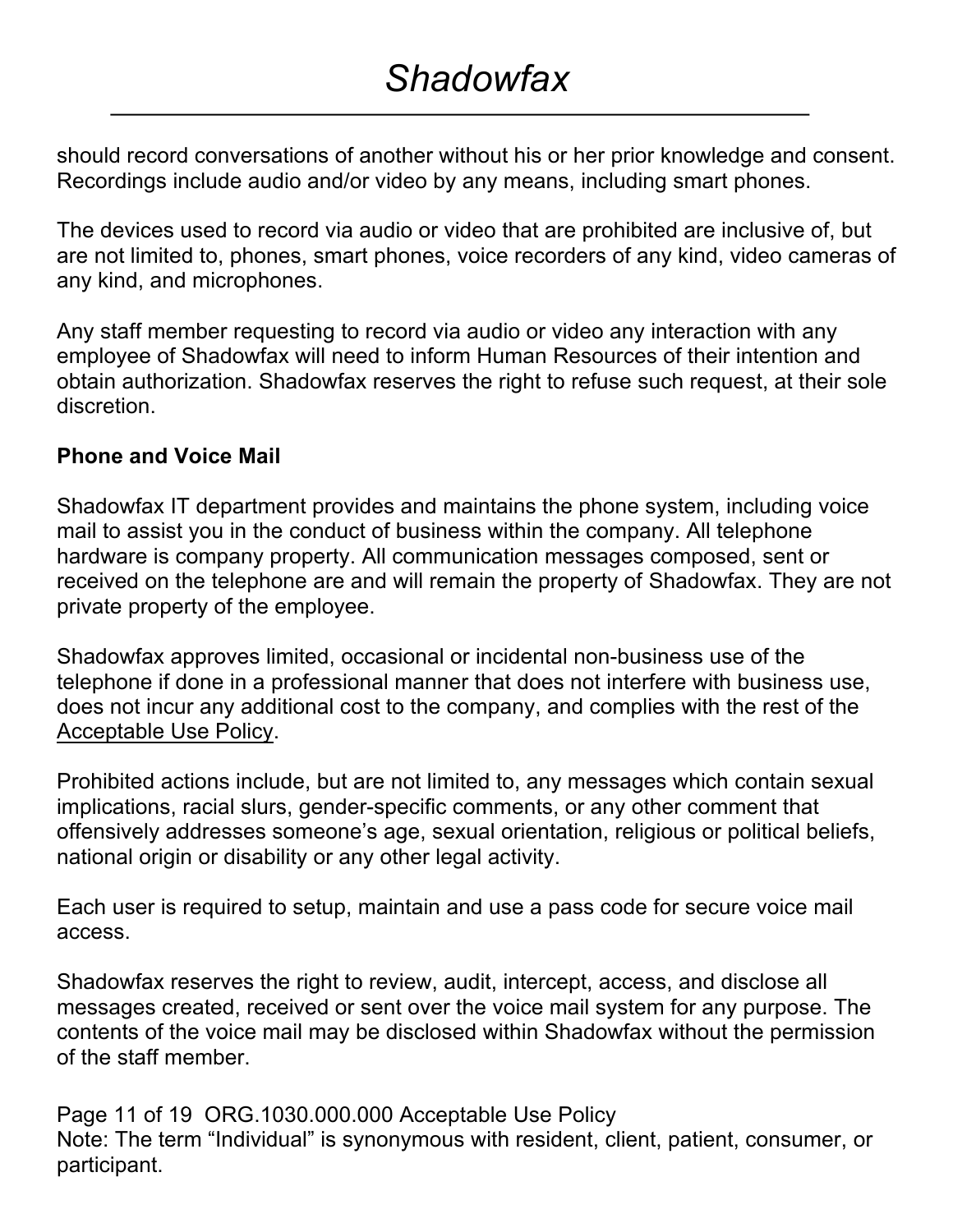should record conversations of another without his or her prior knowledge and consent. Recordings include audio and/or video by any means, including smart phones.

The devices used to record via audio or video that are prohibited are inclusive of, but are not limited to, phones, smart phones, voice recorders of any kind, video cameras of any kind, and microphones.

Any staff member requesting to record via audio or video any interaction with any employee of Shadowfax will need to inform Human Resources of their intention and obtain authorization. Shadowfax reserves the right to refuse such request, at their sole discretion.

**Phone and Voice Mail**

Shadowfax IT department provides and maintains the phone system, including voice mail to assist you in the conduct of business within the company. All telephone hardware is company property. All communication messages composed, sent or received on the telephone are and will remain the property of Shadowfax. They are not private property of the employee.

Shadowfax approves limited, occasional or incidental non-business use of the telephone if done in a professional manner that does not interfere with business use, does not incur any additional cost to the company, and complies with the rest of the Acceptable Use Policy.

Prohibited actions include, but are not limited to, any messages which contain sexual implications, racial slurs, gender-specific comments, or any other comment that offensively addresses someone's age, sexual orientation, religious or political beliefs, national origin or disability or any other legal activity.

Each user is required to setup, maintain and use a pass code for secure voice mail access.

Shadowfax reserves the right to review, audit, intercept, access, and disclose all messages created, received or sent over the voice mail system for any purpose. The contents of the voice mail may be disclosed within Shadowfax without the permission of the staff member.

Note: The term "Individual" is synonymous with resident, client, patient, consumer, or participant.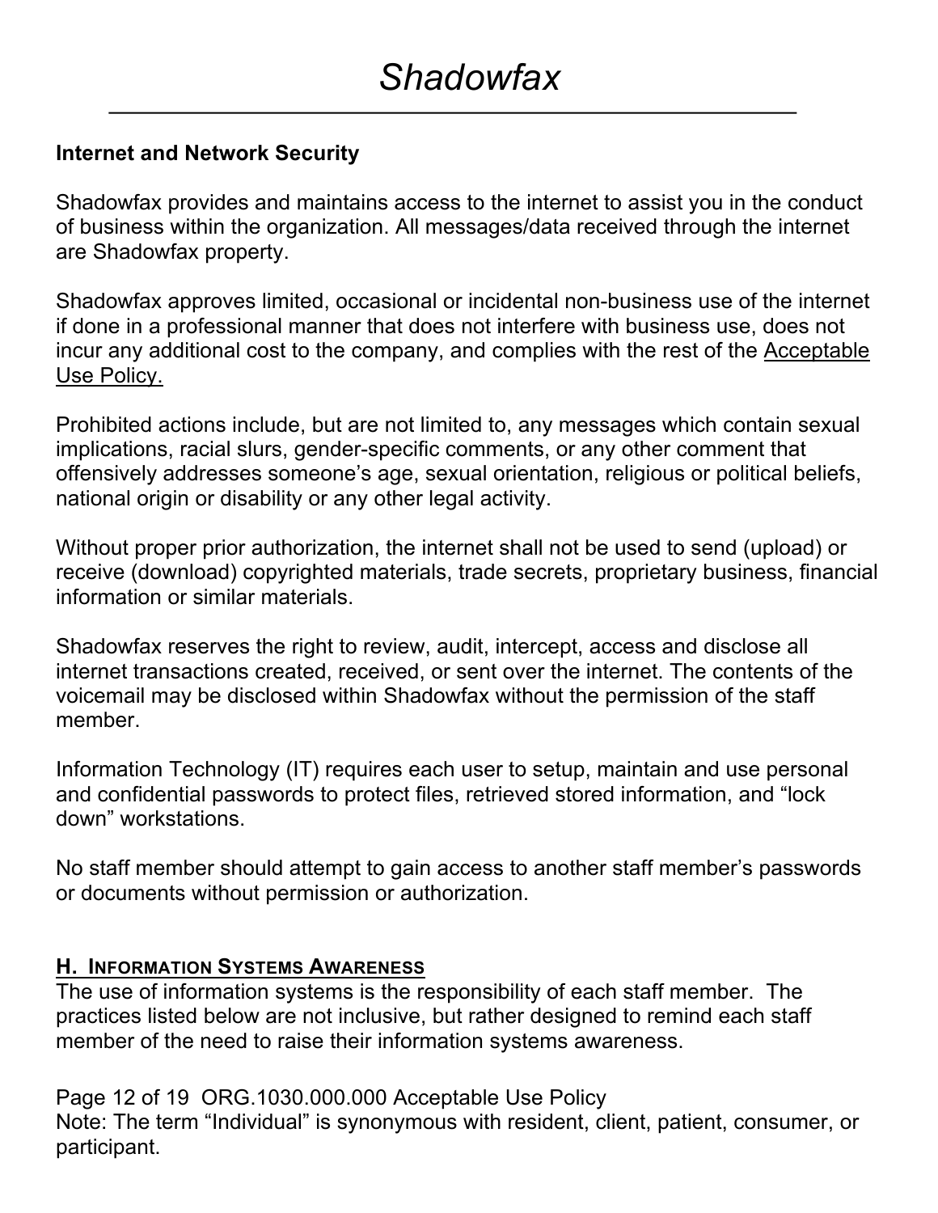**Internet and Network Security**

Shadowfax provides and maintains access to the internet to assist you in the conduct of business within the organization. All messages/data received through the internet are Shadowfax property.

Shadowfax approves limited, occasional or incidental non-business use of the internet if done in a professional manner that does not interfere with business use, does not incur any additional cost to the company, and complies with the rest of the Acceptable Use Policy.

Prohibited actions include, but are not limited to, any messages which contain sexual implications, racial slurs, gender-specific comments, or any other comment that offensively addresses someone's age, sexual orientation, religious or political beliefs, national origin or disability or any other legal activity.

Without proper prior authorization, the internet shall not be used to send (upload) or receive (download) copyrighted materials, trade secrets, proprietary business, financial information or similar materials.

Shadowfax reserves the right to review, audit, intercept, access and disclose all internet transactions created, received, or sent over the internet. The contents of the voicemail may be disclosed within Shadowfax without the permission of the staff member.

Information Technology (IT) requires each user to setup, maintain and use personal and confidential passwords to protect files, retrieved stored information, and "lock down" workstations.

No staff member should attempt to gain access to another staff member's passwords or documents without permission or authorization.

## H. Information Systems Awareness

The use of information systems is the responsibility of each staff member. The practices listed below are not inclusive, but rather designed to remind each staff member of the need to raise their information systems awareness.

Note: The term "Individual" is synonymous with resident, client, patient, consumer, or participant.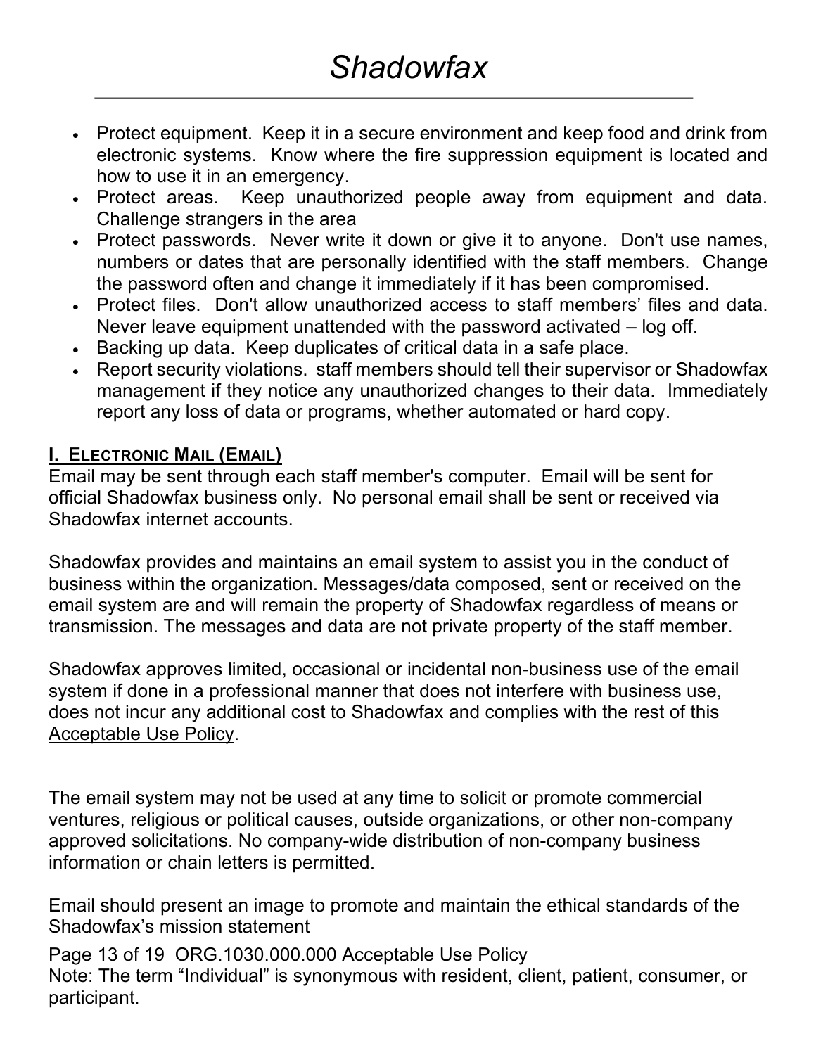- Protect equipment. Keep it in a secure environment and keep food and drink from electronic systems. Know where the fire suppression equipment is located and how to use it in an emergency.
- Protect areas. Keep unauthorized people away from equipment and data. Challenge strangers in the area
- Protect passwords. Never write it down or give it to anyone. Don't use names, numbers or dates that are personally identified with the staff members. Change the password often and change it immediately if it has been compromised.
- Protect files. Don't allow unauthorized access to staff members' files and data. Never leave equipment unattended with the password activated – log off.
- Backing up data. Keep duplicates of critical data in a safe place.
- Report security violations. staff members should tell their supervisor or Shadowfax management if they notice any unauthorized changes to their data. Immediately report any loss of data or programs, whether automated or hard copy.

## I. Electronic Mail (Email)

Email may be sent through each staff member's computer. Email will be sent for official Shadowfax business only. No personal email shall be sent or received via Shadowfax internet accounts.

Shadowfax provides and maintains an email system to assist you in the conduct of business within the organization. Messages/data composed, sent or received on the email system are and will remain the property of Shadowfax regardless of means or transmission. The messages and data are not private property of the staff member.

Shadowfax approves limited, occasional or incidental non-business use of the email system if done in a professional manner that does not interfere with business use, does not incur any additional cost to Shadowfax and complies with the rest of this Acceptable Use Policy.

The email system may not be used at any time to solicit or promote commercial ventures, religious or political causes, outside organizations, or other non-company approved solicitations. No company-wide distribution of non-company business information or chain letters is permitted.

Email should present an image to promote and maintain the ethical standards of the Shadowfax's mission statement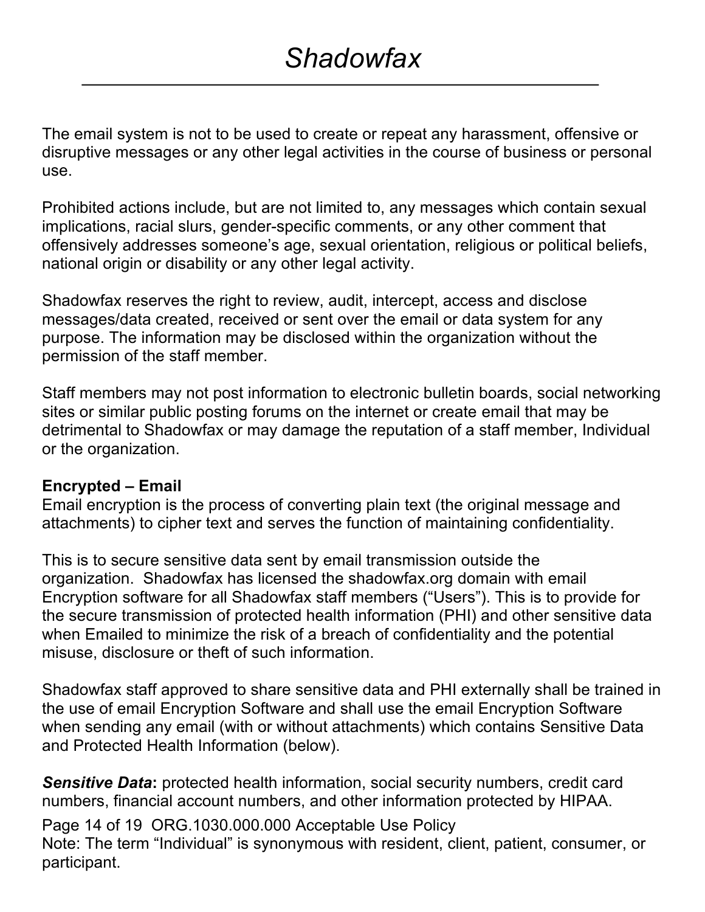The email system is not to be used to create or repeat any harassment, offensive or disruptive messages or any other legal activities in the course of business or personal use.

Prohibited actions include, but are not limited to, any messages which contain sexual implications, racial slurs, gender-specific comments, or any other comment that offensively addresses someone's age, sexual orientation, religious or political beliefs, national origin or disability or any other legal activity.

Shadowfax reserves the right to review, audit, intercept, access and disclose messages/data created, received or sent over the email or data system for any purpose. The information may be disclosed within the organization without the permission of the staff member.

Staff members may not post information to electronic bulletin boards, social networking sites or similar public posting forums on the internet or create email that may be detrimental to Shadowfax or may damage the reputation of a staff member, Individual or the organization.

**Encrypted – Email**
Email encryption is the process of converting plain text (the original message and attachments) to cipher text and serves the function of maintaining confidentiality.

This is to secure sensitive data sent by email transmission outside the organization. Shadowfax has licensed the shadowfax.org domain with email Encryption software for all Shadowfax staff members ("Users"). This is to provide for the secure transmission of protected health information (PHI) and other sensitive data when Emailed to minimize the risk of a breach of confidentiality and the potential misuse, disclosure or theft of such information.

Shadowfax staff approved to share sensitive data and PHI externally shall be trained in the use of email Encryption Software and shall use the email Encryption Software when sending any email (with or without attachments) which contains Sensitive Data and Protected Health Information (below).

***Sensitive Data*****:** protected health information, social security numbers, credit card numbers, financial account numbers, and other information protected by HIPAA.

Note: The term "Individual" is synonymous with resident, client, patient, consumer, or participant.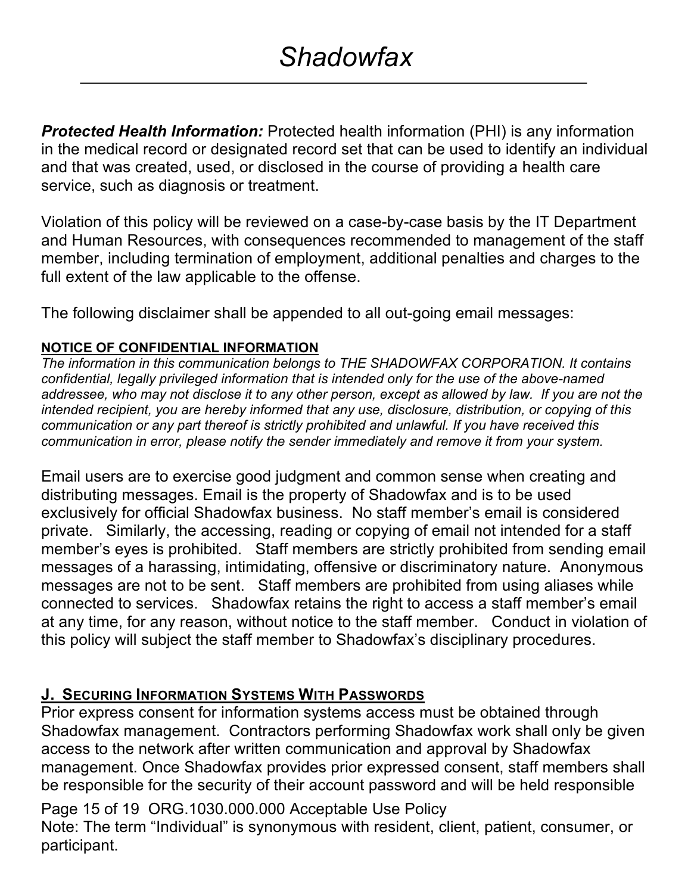**_Protected Health Information:_** Protected health information (PHI) is any information in the medical record or designated record set that can be used to identify an individual and that was created, used, or disclosed in the course of providing a health care service, such as diagnosis or treatment.

Violation of this policy will be reviewed on a case-by-case basis by the IT Department and Human Resources, with consequences recommended to management of the staff member, including termination of employment, additional penalties and charges to the full extent of the law applicable to the offense.

The following disclaimer shall be appended to all out-going email messages:

**NOTICE OF CONFIDENTIAL INFORMATION**

*The information in this communication belongs to THE SHADOWFAX CORPORATION. It contains confidential, legally privileged information that is intended only for the use of the above-named addressee, who may not disclose it to any other person, except as allowed by law. If you are not the intended recipient, you are hereby informed that any use, disclosure, distribution, or copying of this communication or any part thereof is strictly prohibited and unlawful. If you have received this communication in error, please notify the sender immediately and remove it from your system.*

Email users are to exercise good judgment and common sense when creating and distributing messages. Email is the property of Shadowfax and is to be used exclusively for official Shadowfax business. No staff member's email is considered private. Similarly, the accessing, reading or copying of email not intended for a staff member's eyes is prohibited. Staff members are strictly prohibited from sending email messages of a harassing, intimidating, offensive or discriminatory nature. Anonymous messages are not to be sent. Staff members are prohibited from using aliases while connected to services. Shadowfax retains the right to access a staff member's email at any time, for any reason, without notice to the staff member. Conduct in violation of this policy will subject the staff member to Shadowfax's disciplinary procedures.

## J. Securing Information Systems With Passwords

Prior express consent for information systems access must be obtained through Shadowfax management. Contractors performing Shadowfax work shall only be given access to the network after written communication and approval by Shadowfax management. Once Shadowfax provides prior expressed consent, staff members shall be responsible for the security of their account password and will be held responsible

Note: The term "Individual" is synonymous with resident, client, patient, consumer, or participant.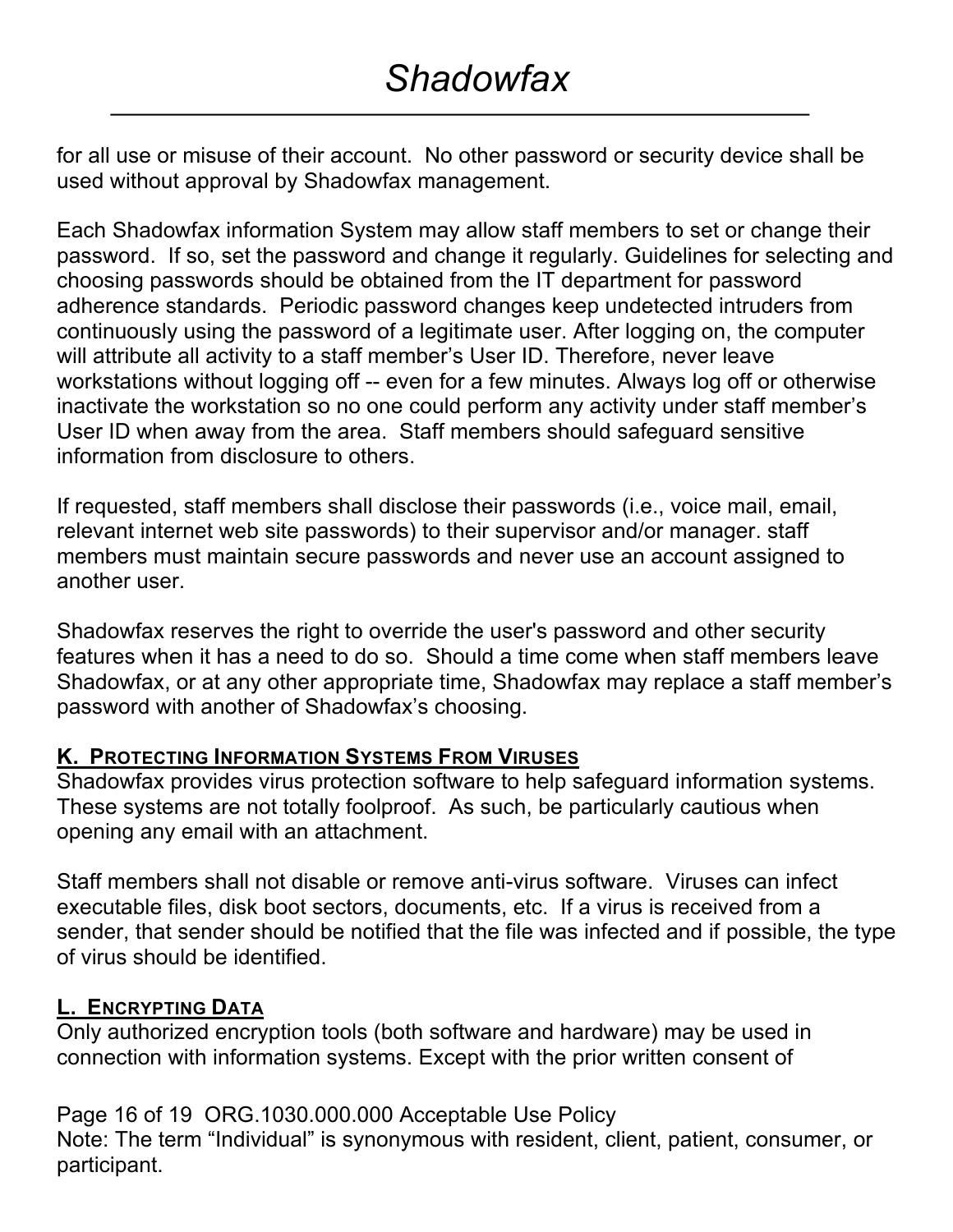for all use or misuse of their account.  No other password or security device shall be used without approval by Shadowfax management.

Each Shadowfax information System may allow staff members to set or change their password.  If so, set the password and change it regularly. Guidelines for selecting and choosing passwords should be obtained from the IT department for password adherence standards.  Periodic password changes keep undetected intruders from continuously using the password of a legitimate user. After logging on, the computer will attribute all activity to a staff member's User ID. Therefore, never leave workstations without logging off -- even for a few minutes. Always log off or otherwise inactivate the workstation so no one could perform any activity under staff member's User ID when away from the area.  Staff members should safeguard sensitive information from disclosure to others.

If requested, staff members shall disclose their passwords (i.e., voice mail, email, relevant internet web site passwords) to their supervisor and/or manager. staff members must maintain secure passwords and never use an account assigned to another user.

Shadowfax reserves the right to override the user's password and other security features when it has a need to do so.  Should a time come when staff members leave Shadowfax, or at any other appropriate time, Shadowfax may replace a staff member's password with another of Shadowfax's choosing.

### K.  Protecting Information Systems From Viruses

Shadowfax provides virus protection software to help safeguard information systems. These systems are not totally foolproof.  As such, be particularly cautious when opening any email with an attachment.

Staff members shall not disable or remove anti-virus software.  Viruses can infect executable files, disk boot sectors, documents, etc.  If a virus is received from a sender, that sender should be notified that the file was infected and if possible, the type of virus should be identified.

### L.  Encrypting Data

Only authorized encryption tools (both software and hardware) may be used in connection with information systems. Except with the prior written consent of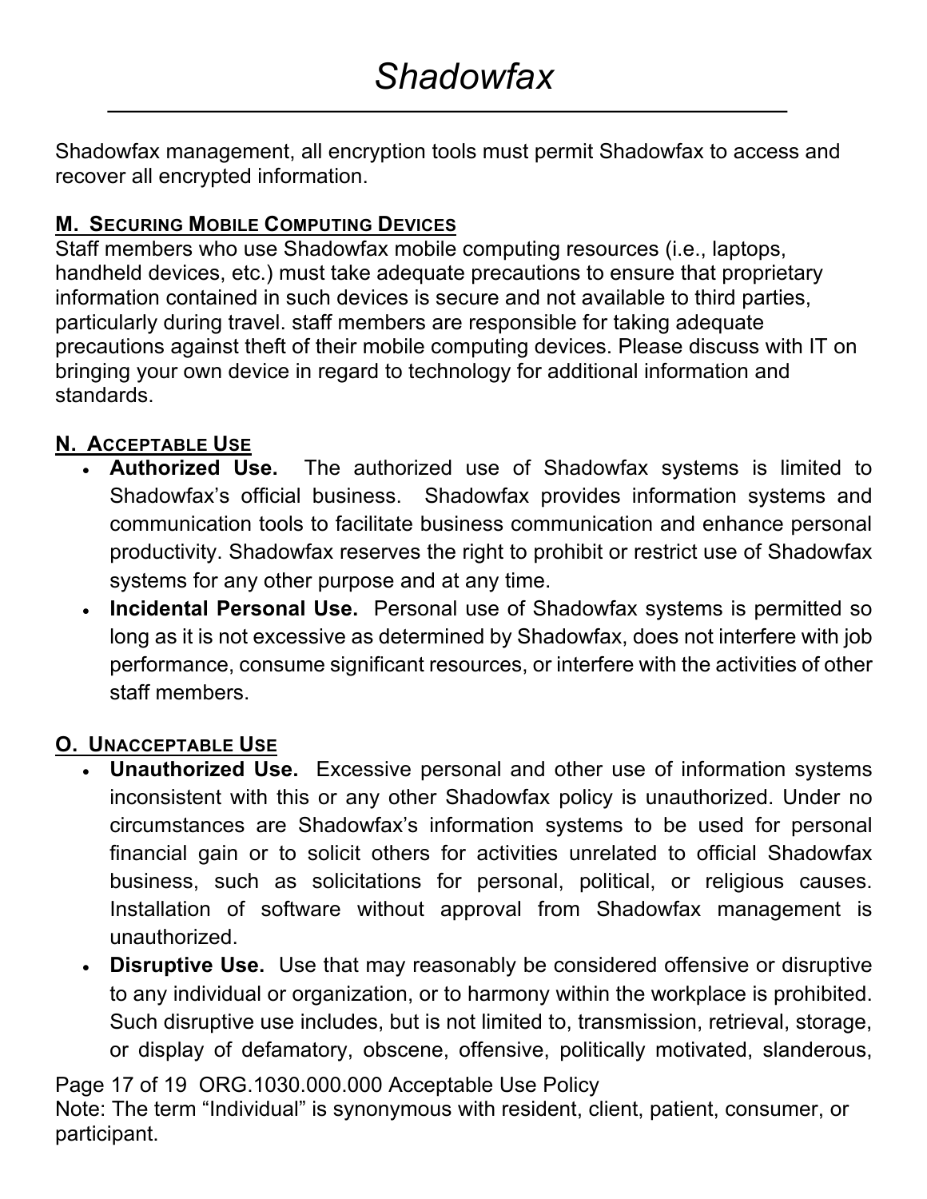Shadowfax management, all encryption tools must permit Shadowfax to access and recover all encrypted information.

## M. Securing Mobile Computing Devices

Staff members who use Shadowfax mobile computing resources (i.e., laptops, handheld devices, etc.) must take adequate precautions to ensure that proprietary information contained in such devices is secure and not available to third parties, particularly during travel. staff members are responsible for taking adequate precautions against theft of their mobile computing devices. Please discuss with IT on bringing your own device in regard to technology for additional information and standards.

## N. Acceptable Use

- **Authorized Use.** The authorized use of Shadowfax systems is limited to Shadowfax's official business. Shadowfax provides information systems and communication tools to facilitate business communication and enhance personal productivity. Shadowfax reserves the right to prohibit or restrict use of Shadowfax systems for any other purpose and at any time.
- **Incidental Personal Use.** Personal use of Shadowfax systems is permitted so long as it is not excessive as determined by Shadowfax, does not interfere with job performance, consume significant resources, or interfere with the activities of other staff members.

## O. Unacceptable Use

- **Unauthorized Use.** Excessive personal and other use of information systems inconsistent with this or any other Shadowfax policy is unauthorized. Under no circumstances are Shadowfax's information systems to be used for personal financial gain or to solicit others for activities unrelated to official Shadowfax business, such as solicitations for personal, political, or religious causes. Installation of software without approval from Shadowfax management is unauthorized.
- **Disruptive Use.** Use that may reasonably be considered offensive or disruptive to any individual or organization, or to harmony within the workplace is prohibited. Such disruptive use includes, but is not limited to, transmission, retrieval, storage, or display of defamatory, obscene, offensive, politically motivated, slanderous,

Note: The term "Individual" is synonymous with resident, client, patient, consumer, or participant.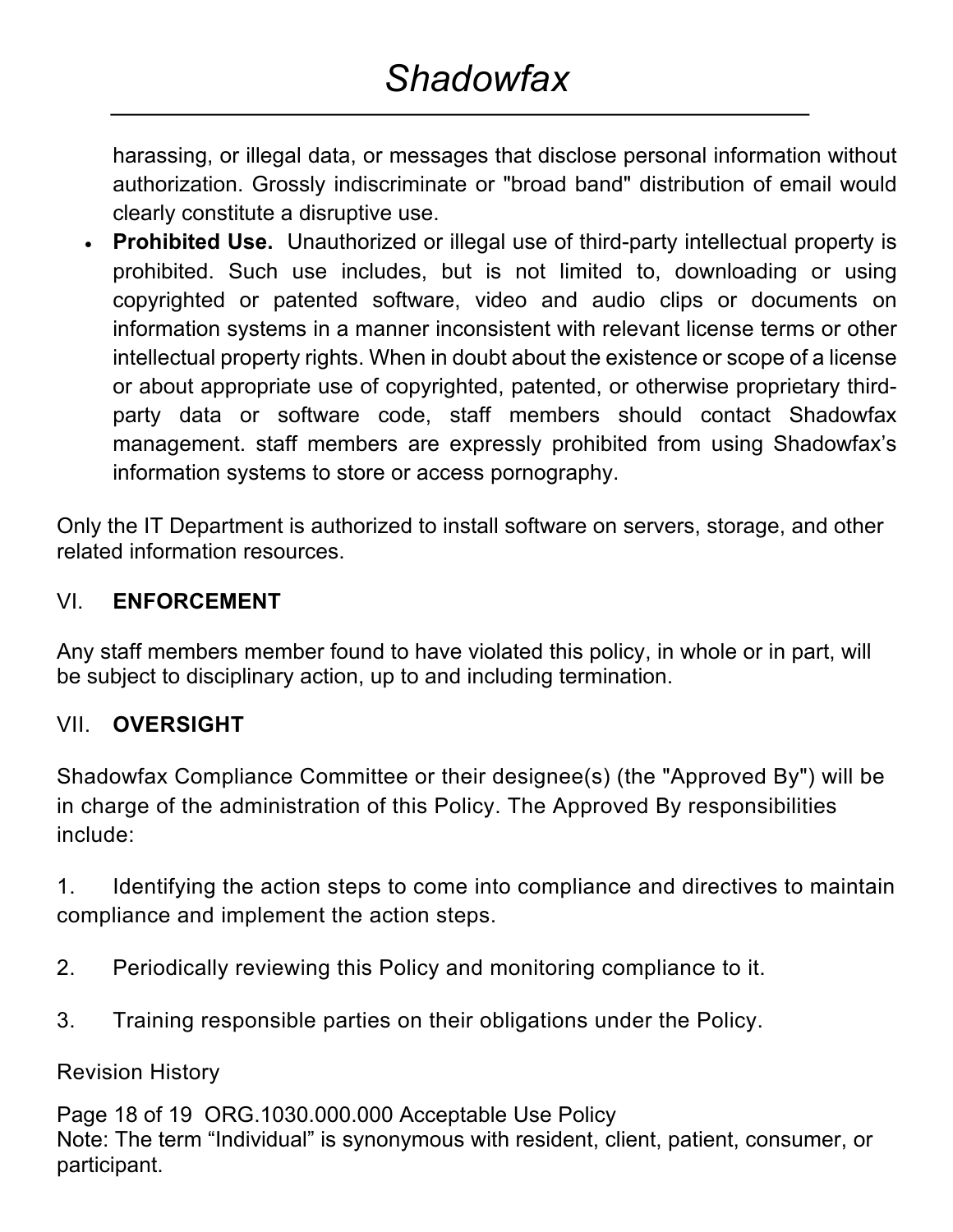harassing, or illegal data, or messages that disclose personal information without authorization. Grossly indiscriminate or "broad band" distribution of email would clearly constitute a disruptive use.

- **Prohibited Use.** Unauthorized or illegal use of third-party intellectual property is prohibited. Such use includes, but is not limited to, downloading or using copyrighted or patented software, video and audio clips or documents on information systems in a manner inconsistent with relevant license terms or other intellectual property rights. When in doubt about the existence or scope of a license or about appropriate use of copyrighted, patented, or otherwise proprietary third-party data or software code, staff members should contact Shadowfax management. staff members are expressly prohibited from using Shadowfax's information systems to store or access pornography.

Only the IT Department is authorized to install software on servers, storage, and other related information resources.

## VI. ENFORCEMENT

Any staff members member found to have violated this policy, in whole or in part, will be subject to disciplinary action, up to and including termination.

## VII. OVERSIGHT

Shadowfax Compliance Committee or their designee(s) (the "Approved By") will be in charge of the administration of this Policy. The Approved By responsibilities include:

1. Identifying the action steps to come into compliance and directives to maintain compliance and implement the action steps.
2. Periodically reviewing this Policy and monitoring compliance to it.
3. Training responsible parties on their obligations under the Policy.

Revision History

Note: The term "Individual" is synonymous with resident, client, patient, consumer, or participant.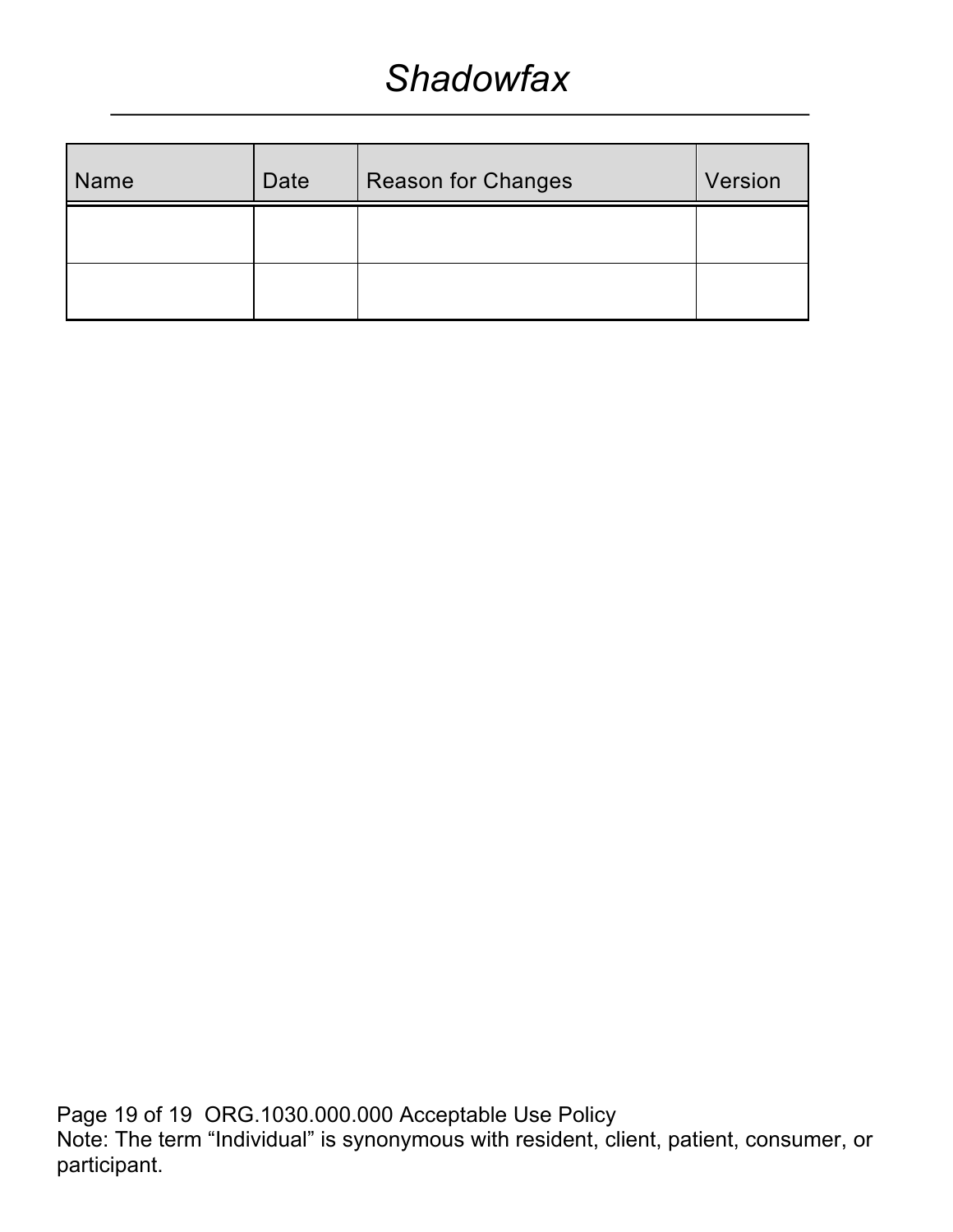| Name | Date | Reason for Changes | Version |
|---|---|---|---|
| | | | |
| | | | |